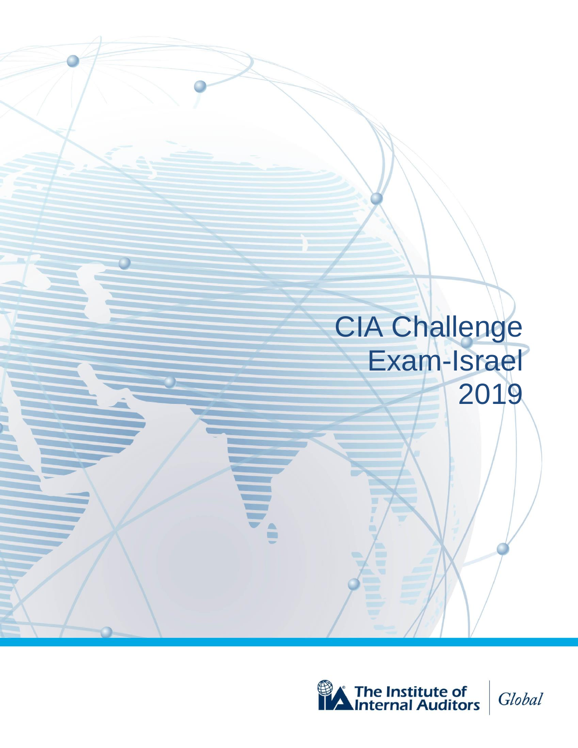# CIA Challenge Exam-Israel 2019

The Institute of Internal Auditors | Global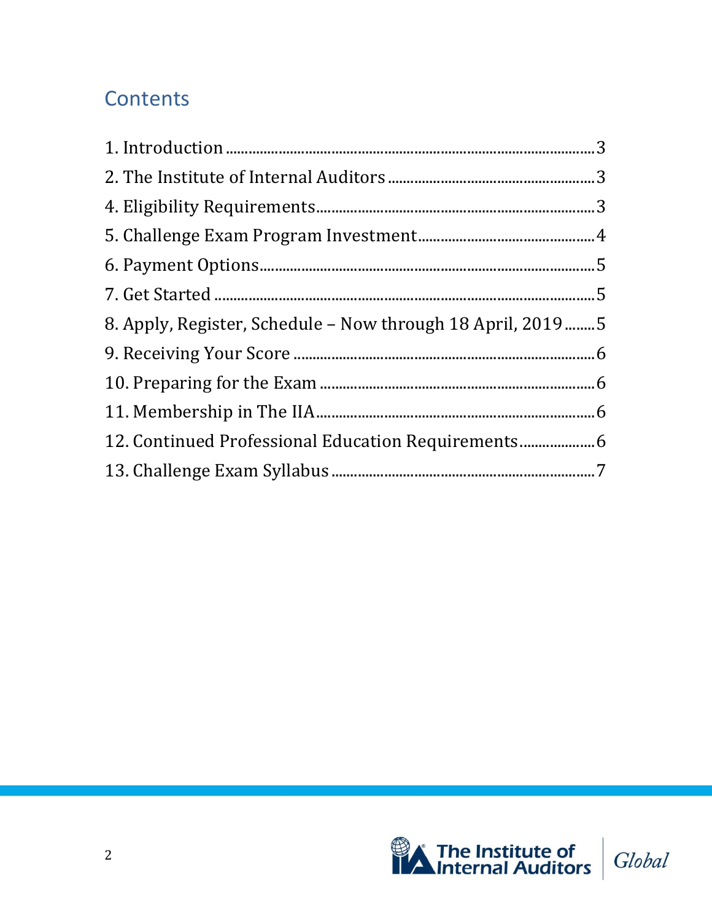# Contents

1. Introduction ........................................................................................3
2. The Institute of Internal Auditors ..........................................................3
4. Eligibility Requirements.........................................................................3
5. Challenge Exam Program Investment......................................................4
6. Payment Options...................................................................................5
7. Get Started ............................................................................................5
8. Apply, Register, Schedule – Now through 18 April, 2019 ........................5
9. Receiving Your Score ..............................................................................6
10. Preparing for the Exam .........................................................................6
11. Membership in The IIA..........................................................................6
12. Continued Professional Education Requirements....................................6
13. Challenge Exam Syllabus .......................................................................7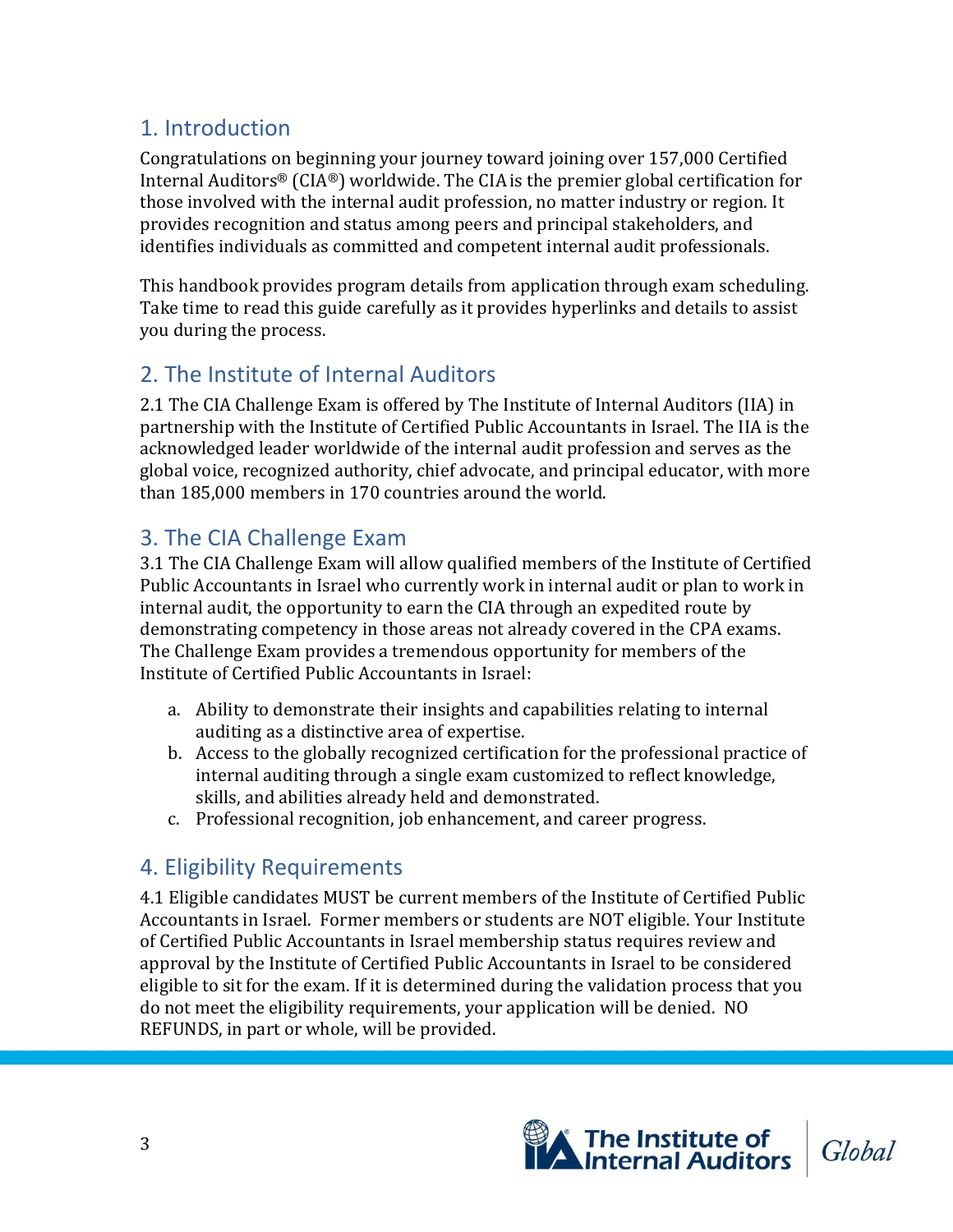## 1. Introduction

Congratulations on beginning your journey toward joining over 157,000 Certified Internal Auditors® (CIA®) worldwide. The CIA is the premier global certification for those involved with the internal audit profession, no matter industry or region. It provides recognition and status among peers and principal stakeholders, and identifies individuals as committed and competent internal audit professionals.

This handbook provides program details from application through exam scheduling. Take time to read this guide carefully as it provides hyperlinks and details to assist you during the process.

## 2. The Institute of Internal Auditors

2.1 The CIA Challenge Exam is offered by The Institute of Internal Auditors (IIA) in partnership with the Institute of Certified Public Accountants in Israel. The IIA is the acknowledged leader worldwide of the internal audit profession and serves as the global voice, recognized authority, chief advocate, and principal educator, with more than 185,000 members in 170 countries around the world.

## 3. The CIA Challenge Exam

3.1 The CIA Challenge Exam will allow qualified members of the Institute of Certified Public Accountants in Israel who currently work in internal audit or plan to work in internal audit, the opportunity to earn the CIA through an expedited route by demonstrating competency in those areas not already covered in the CPA exams. The Challenge Exam provides a tremendous opportunity for members of the Institute of Certified Public Accountants in Israel:

a. Ability to demonstrate their insights and capabilities relating to internal auditing as a distinctive area of expertise.
b. Access to the globally recognized certification for the professional practice of internal auditing through a single exam customized to reflect knowledge, skills, and abilities already held and demonstrated.
c. Professional recognition, job enhancement, and career progress.

## 4. Eligibility Requirements

4.1 Eligible candidates MUST be current members of the Institute of Certified Public Accountants in Israel. Former members or students are NOT eligible. Your Institute of Certified Public Accountants in Israel membership status requires review and approval by the Institute of Certified Public Accountants in Israel to be considered eligible to sit for the exam. If it is determined during the validation process that you do not meet the eligibility requirements, your application will be denied. NO REFUNDS, in part or whole, will be provided.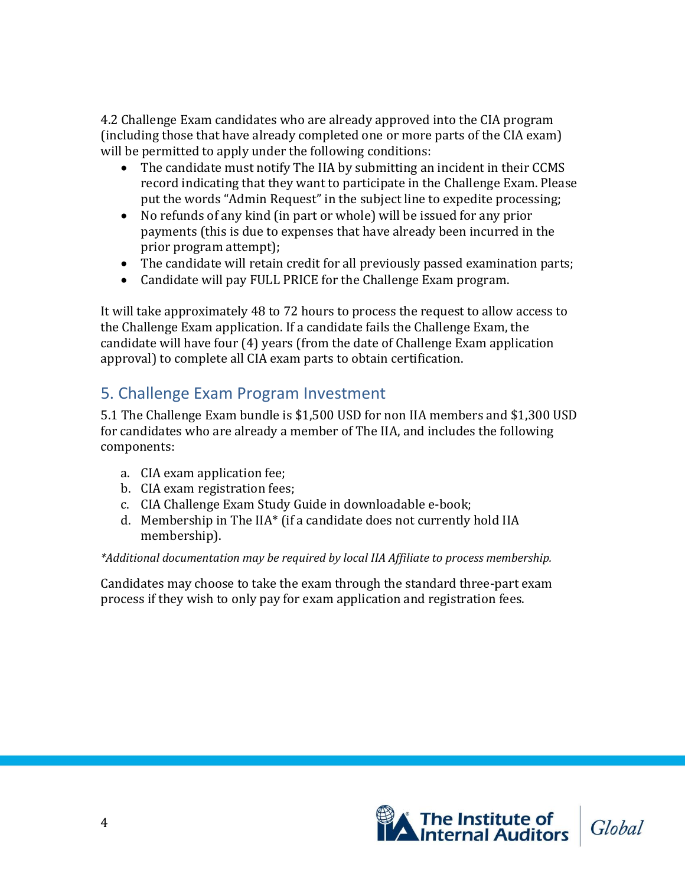4.2 Challenge Exam candidates who are already approved into the CIA program (including those that have already completed one or more parts of the CIA exam) will be permitted to apply under the following conditions:

- The candidate must notify The IIA by submitting an incident in their CCMS record indicating that they want to participate in the Challenge Exam. Please put the words “Admin Request” in the subject line to expedite processing;
- No refunds of any kind (in part or whole) will be issued for any prior payments (this is due to expenses that have already been incurred in the prior program attempt);
- The candidate will retain credit for all previously passed examination parts;
- Candidate will pay FULL PRICE for the Challenge Exam program.

It will take approximately 48 to 72 hours to process the request to allow access to the Challenge Exam application. If a candidate fails the Challenge Exam, the candidate will have four (4) years (from the date of Challenge Exam application approval) to complete all CIA exam parts to obtain certification.

## 5. Challenge Exam Program Investment

5.1 The Challenge Exam bundle is $1,500 USD for non IIA members and $1,300 USD for candidates who are already a member of The IIA, and includes the following components:

a. CIA exam application fee;
b. CIA exam registration fees;
c. CIA Challenge Exam Study Guide in downloadable e-book;
d. Membership in The IIA* (if a candidate does not currently hold IIA membership).

*\*Additional documentation may be required by local IIA Affiliate to process membership.*

Candidates may choose to take the exam through the standard three-part exam process if they wish to only pay for exam application and registration fees.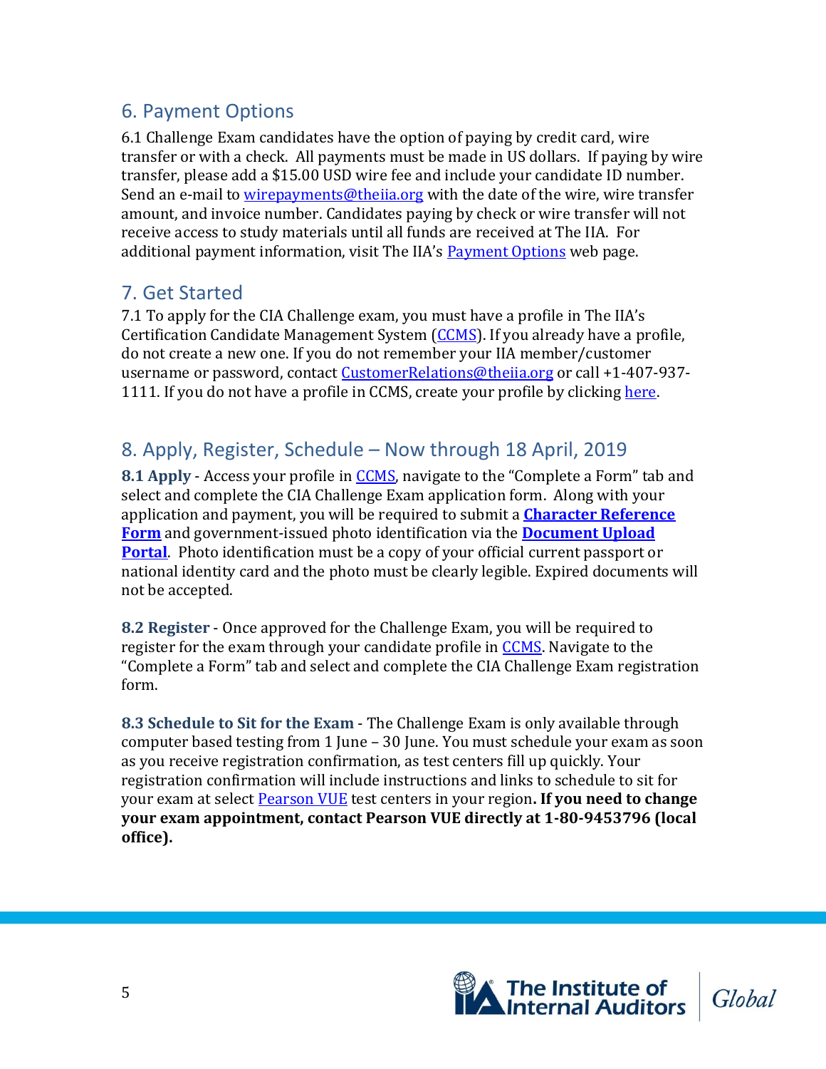## 6. Payment Options

6.1 Challenge Exam candidates have the option of paying by credit card, wire transfer or with a check. All payments must be made in US dollars. If paying by wire transfer, please add a $15.00 USD wire fee and include your candidate ID number. Send an e-mail to wirepayments@theiia.org with the date of the wire, wire transfer amount, and invoice number. Candidates paying by check or wire transfer will not receive access to study materials until all funds are received at The IIA. For additional payment information, visit The IIA's Payment Options web page.

## 7. Get Started

7.1 To apply for the CIA Challenge exam, you must have a profile in The IIA's Certification Candidate Management System (CCMS). If you already have a profile, do not create a new one. If you do not remember your IIA member/customer username or password, contact CustomerRelations@theiia.org or call +1-407-937-1111. If you do not have a profile in CCMS, create your profile by clicking here.

## 8. Apply, Register, Schedule – Now through 18 April, 2019

**8.1 Apply** - Access your profile in CCMS, navigate to the "Complete a Form" tab and select and complete the CIA Challenge Exam application form. Along with your application and payment, you will be required to submit a **Character Reference Form** and government-issued photo identification via the **Document Upload Portal**. Photo identification must be a copy of your official current passport or national identity card and the photo must be clearly legible. Expired documents will not be accepted.

**8.2 Register** - Once approved for the Challenge Exam, you will be required to register for the exam through your candidate profile in CCMS. Navigate to the "Complete a Form" tab and select and complete the CIA Challenge Exam registration form.

**8.3 Schedule to Sit for the Exam** - The Challenge Exam is only available through computer based testing from 1 June – 30 June. You must schedule your exam as soon as you receive registration confirmation, as test centers fill up quickly. Your registration confirmation will include instructions and links to schedule to sit for your exam at select Pearson VUE test centers in your region**. If you need to change your exam appointment, contact Pearson VUE directly at 1-80-9453796 (local office).**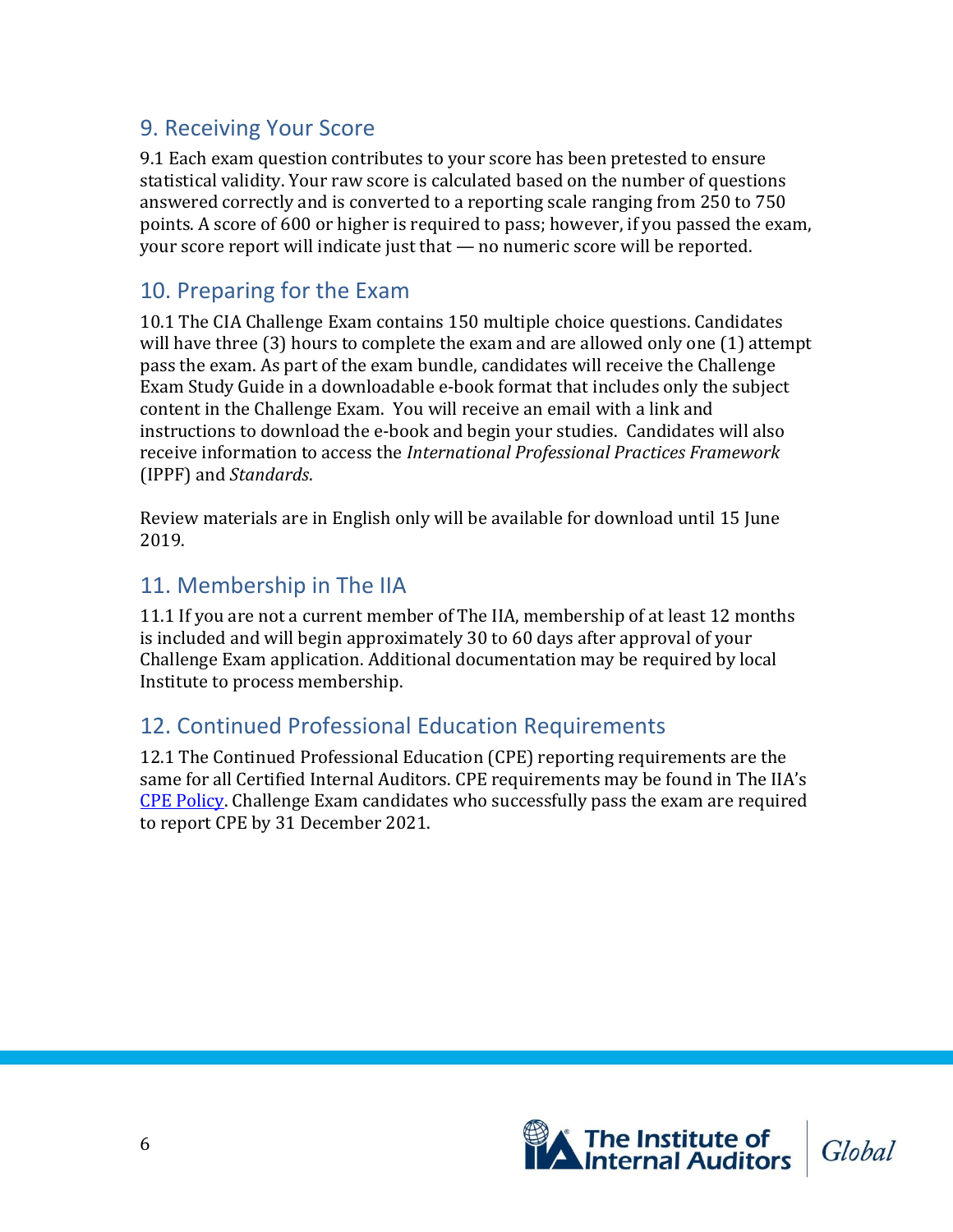## 9. Receiving Your Score

9.1 Each exam question contributes to your score has been pretested to ensure statistical validity. Your raw score is calculated based on the number of questions answered correctly and is converted to a reporting scale ranging from 250 to 750 points. A score of 600 or higher is required to pass; however, if you passed the exam, your score report will indicate just that — no numeric score will be reported.

## 10. Preparing for the Exam

10.1 The CIA Challenge Exam contains 150 multiple choice questions. Candidates will have three (3) hours to complete the exam and are allowed only one (1) attempt pass the exam. As part of the exam bundle, candidates will receive the Challenge Exam Study Guide in a downloadable e-book format that includes only the subject content in the Challenge Exam. You will receive an email with a link and instructions to download the e-book and begin your studies. Candidates will also receive information to access the *International Professional Practices Framework* (IPPF) and *Standards*.

Review materials are in English only will be available for download until 15 June 2019.

## 11. Membership in The IIA

11.1 If you are not a current member of The IIA, membership of at least 12 months is included and will begin approximately 30 to 60 days after approval of your Challenge Exam application. Additional documentation may be required by local Institute to process membership.

## 12. Continued Professional Education Requirements

12.1 The Continued Professional Education (CPE) reporting requirements are the same for all Certified Internal Auditors. CPE requirements may be found in The IIA's CPE Policy. Challenge Exam candidates who successfully pass the exam are required to report CPE by 31 December 2021.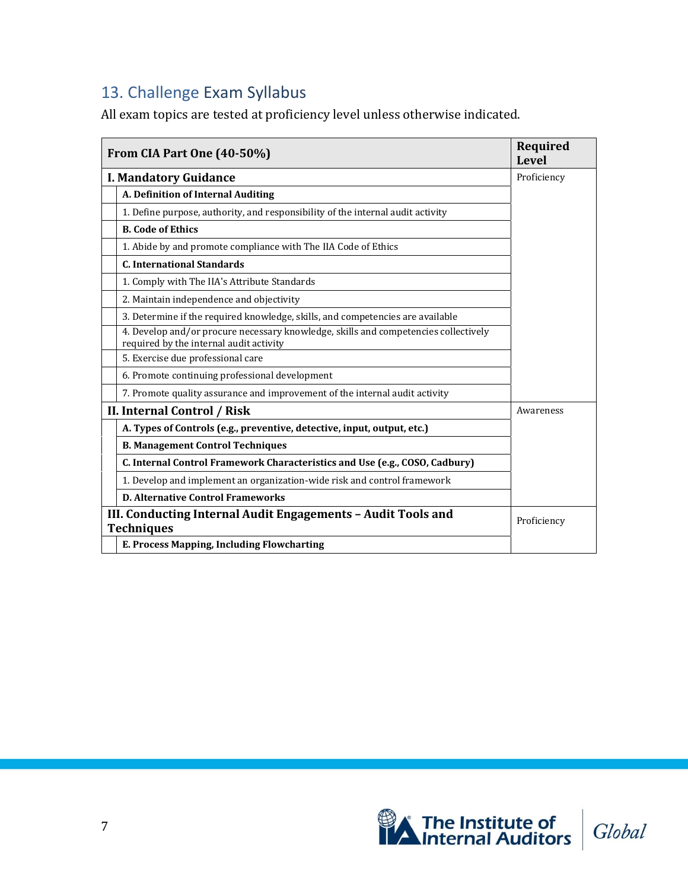## 13. Challenge Exam Syllabus

All exam topics are tested at proficiency level unless otherwise indicated.

| From CIA Part One (40-50%) | | Required Level |
|---|---|---|
| **I. Mandatory Guidance** | | Proficiency |
| | **A. Definition of Internal Auditing** | |
| | 1. Define purpose, authority, and responsibility of the internal audit activity | |
| | **B. Code of Ethics** | |
| | 1. Abide by and promote compliance with The IIA Code of Ethics | |
| | **C. International Standards** | |
| | 1. Comply with The IIA's Attribute Standards | |
| | 2. Maintain independence and objectivity | |
| | 3. Determine if the required knowledge, skills, and competencies are available | |
| | 4. Develop and/or procure necessary knowledge, skills and competencies collectively required by the internal audit activity | |
| | 5. Exercise due professional care | |
| | 6. Promote continuing professional development | |
| | 7. Promote quality assurance and improvement of the internal audit activity | |
| **II. Internal Control / Risk** | | Awareness |
| | **A. Types of Controls (e.g., preventive, detective, input, output, etc.)** | |
| | **B. Management Control Techniques** | |
| | **C. Internal Control Framework Characteristics and Use (e.g., COSO, Cadbury)** | |
| | 1. Develop and implement an organization-wide risk and control framework | |
| | **D. Alternative Control Frameworks** | |
| **III. Conducting Internal Audit Engagements – Audit Tools and Techniques** | | Proficiency |
| | **E. Process Mapping, Including Flowcharting** | |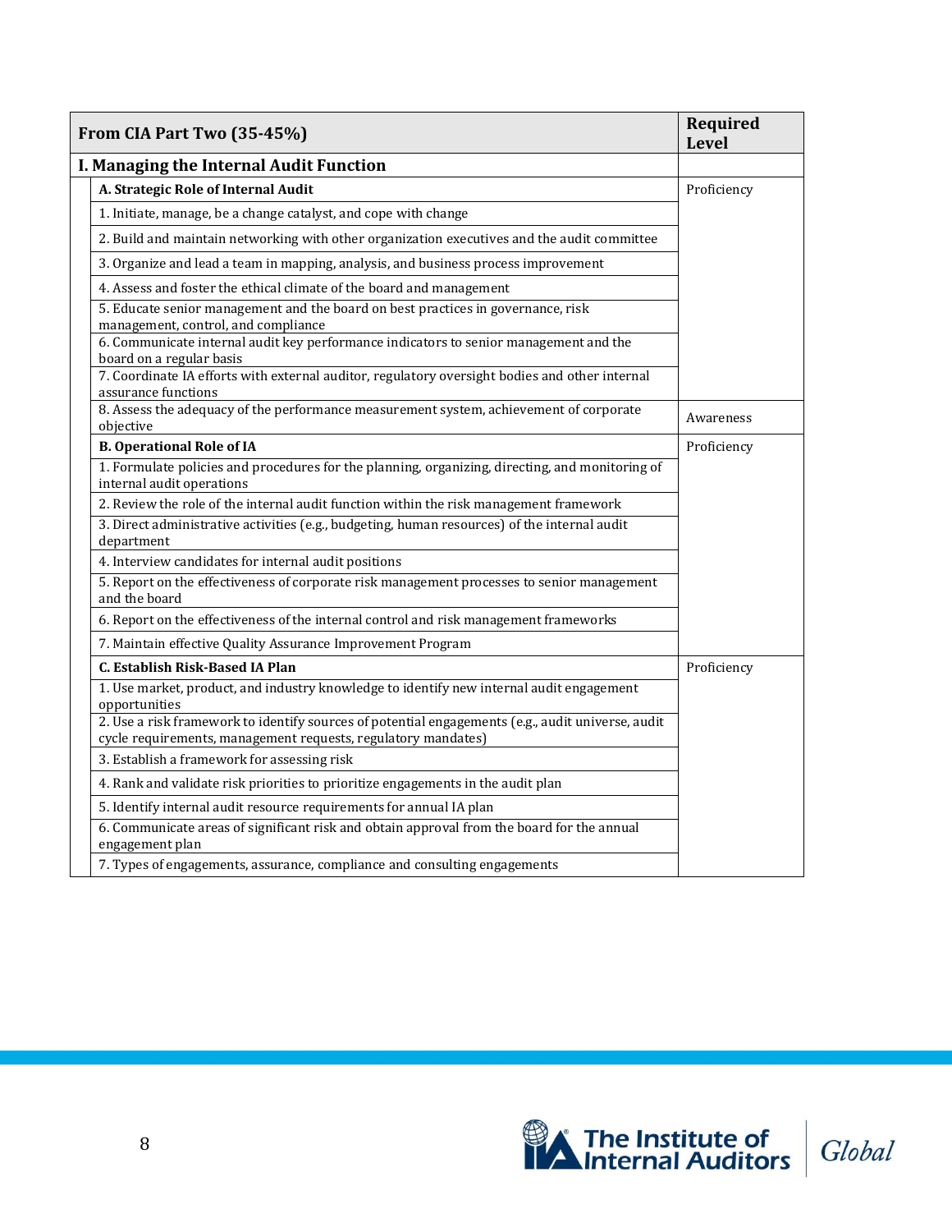| From CIA Part Two (35-45%) | Required Level |
|---|---|
| **I. Managing the Internal Audit Function** | |
| **A. Strategic Role of Internal Audit** | Proficiency |
| 1. Initiate, manage, be a change catalyst, and cope with change | |
| 2. Build and maintain networking with other organization executives and the audit committee | |
| 3. Organize and lead a team in mapping, analysis, and business process improvement | |
| 4. Assess and foster the ethical climate of the board and management | |
| 5. Educate senior management and the board on best practices in governance, risk management, control, and compliance | |
| 6. Communicate internal audit key performance indicators to senior management and the board on a regular basis | |
| 7. Coordinate IA efforts with external auditor, regulatory oversight bodies and other internal assurance functions | |
| 8. Assess the adequacy of the performance measurement system, achievement of corporate objective | Awareness |
| **B. Operational Role of IA** | Proficiency |
| 1. Formulate policies and procedures for the planning, organizing, directing, and monitoring of internal audit operations | |
| 2. Review the role of the internal audit function within the risk management framework | |
| 3. Direct administrative activities (e.g., budgeting, human resources) of the internal audit department | |
| 4. Interview candidates for internal audit positions | |
| 5. Report on the effectiveness of corporate risk management processes to senior management and the board | |
| 6. Report on the effectiveness of the internal control and risk management frameworks | |
| 7. Maintain effective Quality Assurance Improvement Program | |
| **C. Establish Risk-Based IA Plan** | Proficiency |
| 1. Use market, product, and industry knowledge to identify new internal audit engagement opportunities | |
| 2. Use a risk framework to identify sources of potential engagements (e.g., audit universe, audit cycle requirements, management requests, regulatory mandates) | |
| 3. Establish a framework for assessing risk | |
| 4. Rank and validate risk priorities to prioritize engagements in the audit plan | |
| 5. Identify internal audit resource requirements for annual IA plan | |
| 6. Communicate areas of significant risk and obtain approval from the board for the annual engagement plan | |
| 7. Types of engagements, assurance, compliance and consulting engagements | |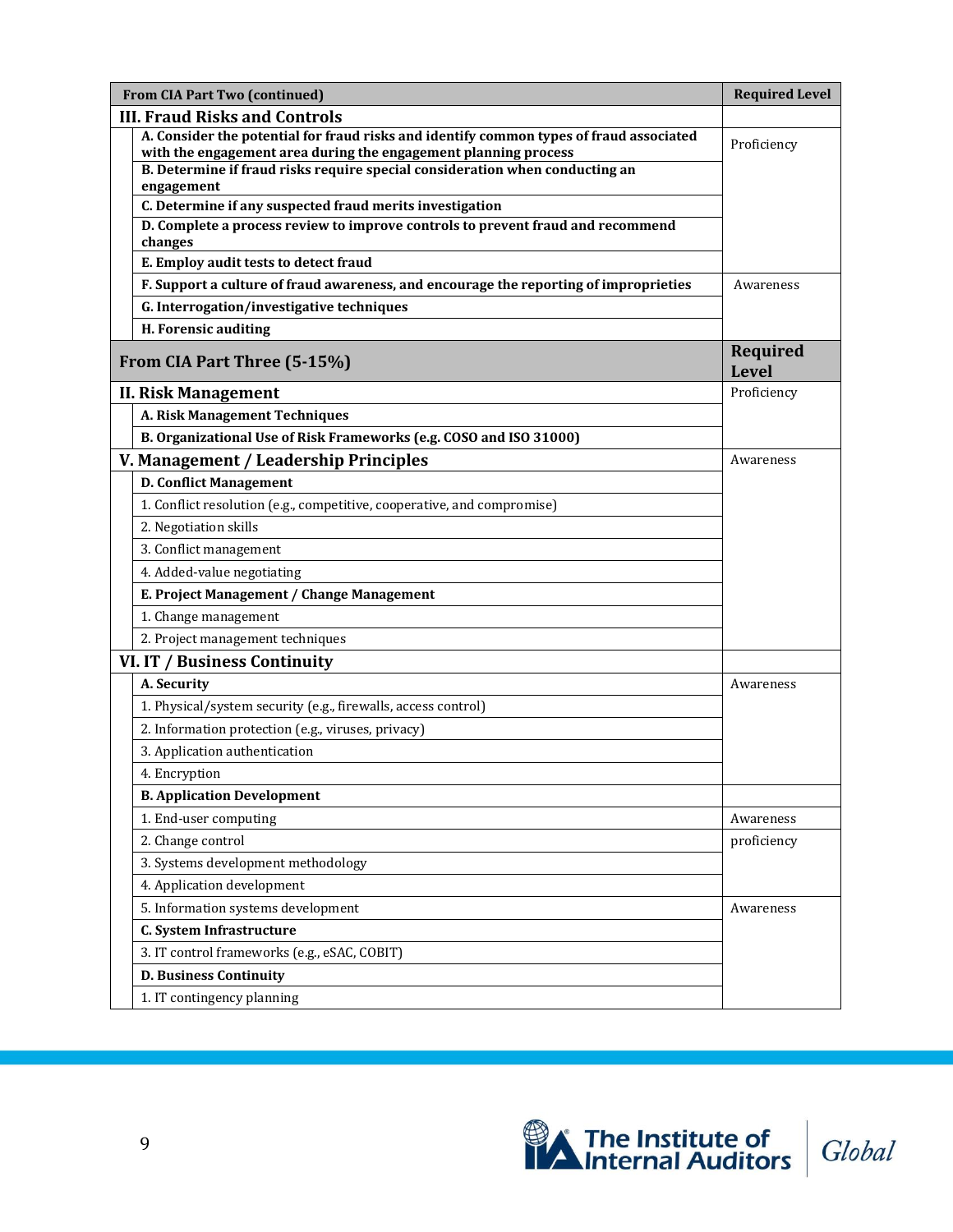| From CIA Part Two (continued) | Required Level |
|---|---|
| **III. Fraud Risks and Controls** | |
| **A. Consider the potential for fraud risks and identify common types of fraud associated with the engagement area during the engagement planning process** | Proficiency |
| **B. Determine if fraud risks require special consideration when conducting an engagement** | |
| **C. Determine if any suspected fraud merits investigation** | |
| **D. Complete a process review to improve controls to prevent fraud and recommend changes** | |
| **E. Employ audit tests to detect fraud** | |
| **F. Support a culture of fraud awareness, and encourage the reporting of improprieties** | Awareness |
| **G. Interrogation/investigative techniques** | |
| **H. Forensic auditing** | |

| From CIA Part Three (5-15%) | Required Level |
|---|---|
| **II. Risk Management** | Proficiency |
| **A. Risk Management Techniques** | |
| **B. Organizational Use of Risk Frameworks (e.g. COSO and ISO 31000)** | |
| **V. Management / Leadership Principles** | Awareness |
| **D. Conflict Management** | |
| 1. Conflict resolution (e.g., competitive, cooperative, and compromise) | |
| 2. Negotiation skills | |
| 3. Conflict management | |
| 4. Added-value negotiating | |
| **E. Project Management / Change Management** | |
| 1. Change management | |
| 2. Project management techniques | |
| **VI. IT / Business Continuity** | |
| **A. Security** | Awareness |
| 1. Physical/system security (e.g., firewalls, access control) | |
| 2. Information protection (e.g., viruses, privacy) | |
| 3. Application authentication | |
| 4. Encryption | |
| **B. Application Development** | |
| 1. End-user computing | Awareness |
| 2. Change control | proficiency |
| 3. Systems development methodology | |
| 4. Application development | |
| 5. Information systems development | Awareness |
| **C. System Infrastructure** | |
| 3. IT control frameworks (e.g., eSAC, COBIT) | |
| **D. Business Continuity** | |
| 1. IT contingency planning | |